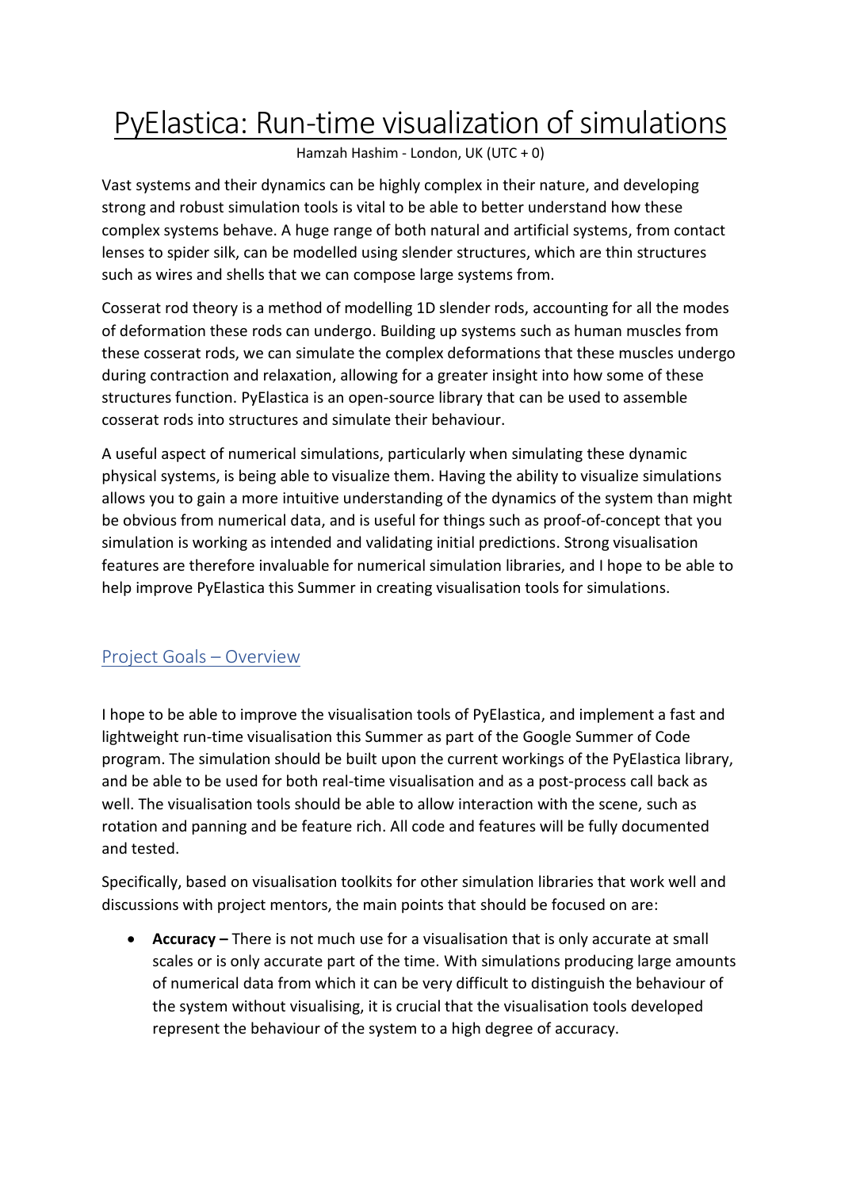# PyElastica: Run-time visualization of simulations

Hamzah Hashim - London, UK (UTC + 0)

Vast systems and their dynamics can be highly complex in their nature, and developing strong and robust simulation tools is vital to be able to better understand how these complex systems behave. A huge range of both natural and artificial systems, from contact lenses to spider silk, can be modelled using slender structures, which are thin structures such as wires and shells that we can compose large systems from.

Cosserat rod theory is a method of modelling 1D slender rods, accounting for all the modes of deformation these rods can undergo. Building up systems such as human muscles from these cosserat rods, we can simulate the complex deformations that these muscles undergo during contraction and relaxation, allowing for a greater insight into how some of these structures function. PyElastica is an open-source library that can be used to assemble cosserat rods into structures and simulate their behaviour.

A useful aspect of numerical simulations, particularly when simulating these dynamic physical systems, is being able to visualize them. Having the ability to visualize simulations allows you to gain a more intuitive understanding of the dynamics of the system than might be obvious from numerical data, and is useful for things such as proof-of-concept that you simulation is working as intended and validating initial predictions. Strong visualisation features are therefore invaluable for numerical simulation libraries, and I hope to be able to help improve PyElastica this Summer in creating visualisation tools for simulations.

## Project Goals – Overview

I hope to be able to improve the visualisation tools of PyElastica, and implement a fast and lightweight run-time visualisation this Summer as part of the Google Summer of Code program. The simulation should be built upon the current workings of the PyElastica library, and be able to be used for both real-time visualisation and as a post-process call back as well. The visualisation tools should be able to allow interaction with the scene, such as rotation and panning and be feature rich. All code and features will be fully documented and tested.

Specifically, based on visualisation toolkits for other simulation libraries that work well and discussions with project mentors, the main points that should be focused on are:

- **Accuracy –** There is not much use for a visualisation that is only accurate at small scales or is only accurate part of the time. With simulations producing large amounts of numerical data from which it can be very difficult to distinguish the behaviour of the system without visualising, it is crucial that the visualisation tools developed represent the behaviour of the system to a high degree of accuracy.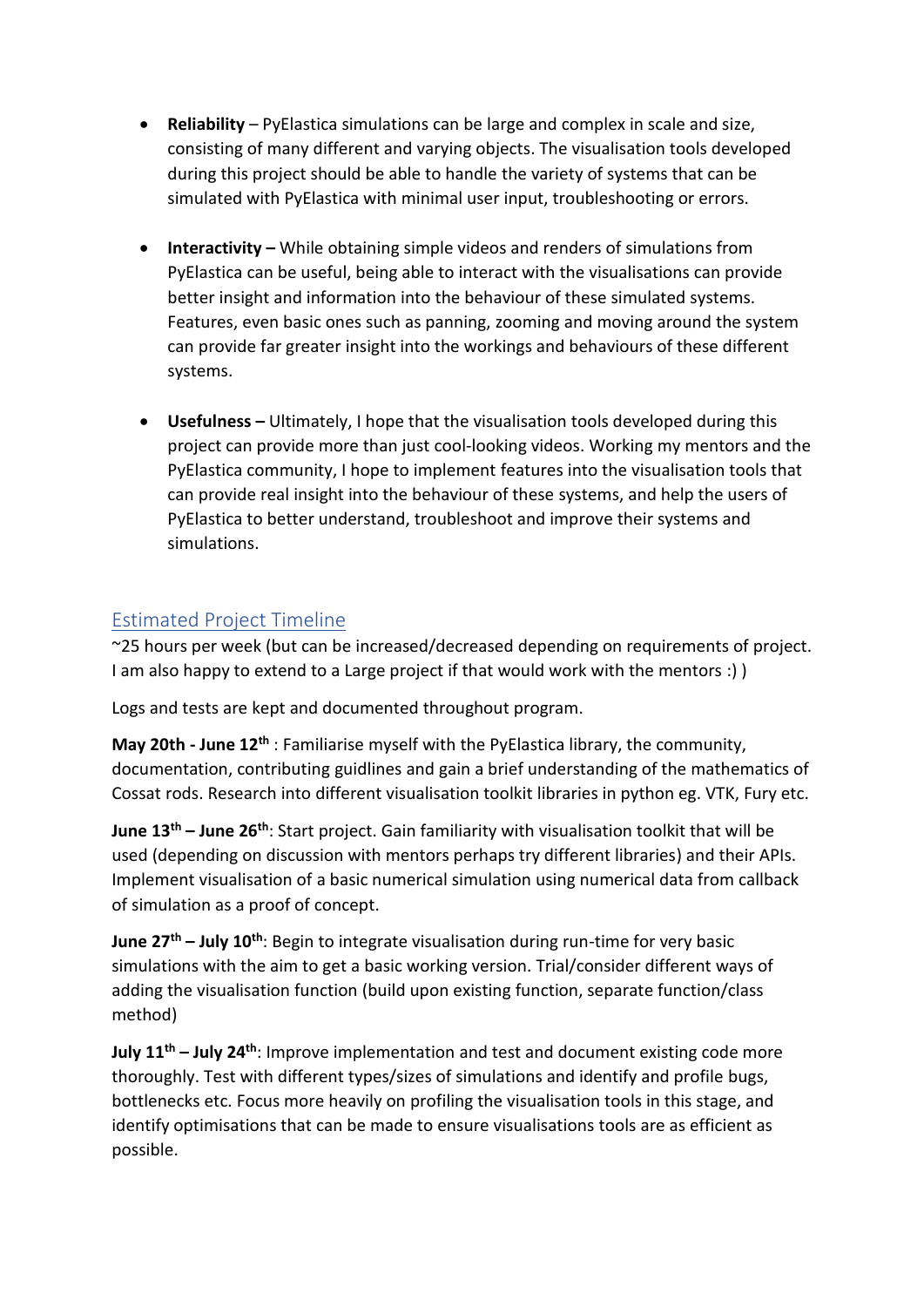- **Reliability** – PyElastica simulations can be large and complex in scale and size, consisting of many different and varying objects. The visualisation tools developed during this project should be able to handle the variety of systems that can be simulated with PyElastica with minimal user input, troubleshooting or errors.

- **Interactivity –** While obtaining simple videos and renders of simulations from PyElastica can be useful, being able to interact with the visualisations can provide better insight and information into the behaviour of these simulated systems. Features, even basic ones such as panning, zooming and moving around the system can provide far greater insight into the workings and behaviours of these different systems.

- **Usefulness –** Ultimately, I hope that the visualisation tools developed during this project can provide more than just cool-looking videos. Working my mentors and the PyElastica community, I hope to implement features into the visualisation tools that can provide real insight into the behaviour of these systems, and help the users of PyElastica to better understand, troubleshoot and improve their systems and simulations.

## Estimated Project Timeline

~25 hours per week (but can be increased/decreased depending on requirements of project. I am also happy to extend to a Large project if that would work with the mentors :) )

Logs and tests are kept and documented throughout program.

**May 20th - June 12th** : Familiarise myself with the PyElastica library, the community, documentation, contributing guidlines and gain a brief understanding of the mathematics of Cossat rods. Research into different visualisation toolkit libraries in python eg. VTK, Fury etc.

**June 13th – June 26th**: Start project. Gain familiarity with visualisation toolkit that will be used (depending on discussion with mentors perhaps try different libraries) and their APIs. Implement visualisation of a basic numerical simulation using numerical data from callback of simulation as a proof of concept.

**June 27th – July 10th**: Begin to integrate visualisation during run-time for very basic simulations with the aim to get a basic working version. Trial/consider different ways of adding the visualisation function (build upon existing function, separate function/class method)

**July 11th – July 24th**: Improve implementation and test and document existing code more thoroughly. Test with different types/sizes of simulations and identify and profile bugs, bottlenecks etc. Focus more heavily on profiling the visualisation tools in this stage, and identify optimisations that can be made to ensure visualisations tools are as efficient as possible.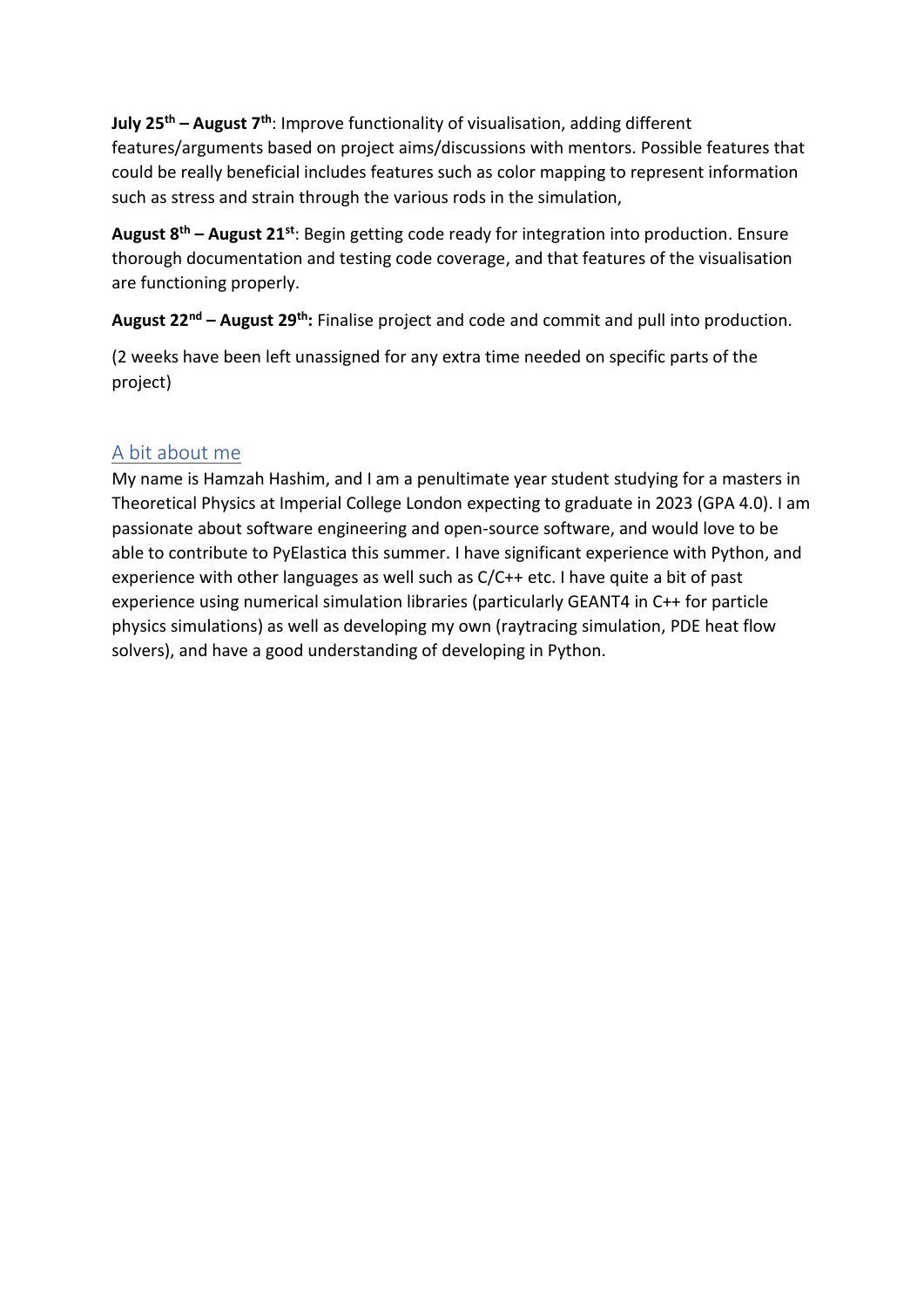**July 25th – August 7th**: Improve functionality of visualisation, adding different features/arguments based on project aims/discussions with mentors. Possible features that could be really beneficial includes features such as color mapping to represent information such as stress and strain through the various rods in the simulation,

**August 8th – August 21st**: Begin getting code ready for integration into production. Ensure thorough documentation and testing code coverage, and that features of the visualisation are functioning properly.

**August 22nd – August 29th:** Finalise project and code and commit and pull into production.

(2 weeks have been left unassigned for any extra time needed on specific parts of the project)

## A bit about me

My name is Hamzah Hashim, and I am a penultimate year student studying for a masters in Theoretical Physics at Imperial College London expecting to graduate in 2023 (GPA 4.0). I am passionate about software engineering and open-source software, and would love to be able to contribute to PyElastica this summer. I have significant experience with Python, and experience with other languages as well such as C/C++ etc. I have quite a bit of past experience using numerical simulation libraries (particularly GEANT4 in C++ for particle physics simulations) as well as developing my own (raytracing simulation, PDE heat flow solvers), and have a good understanding of developing in Python.